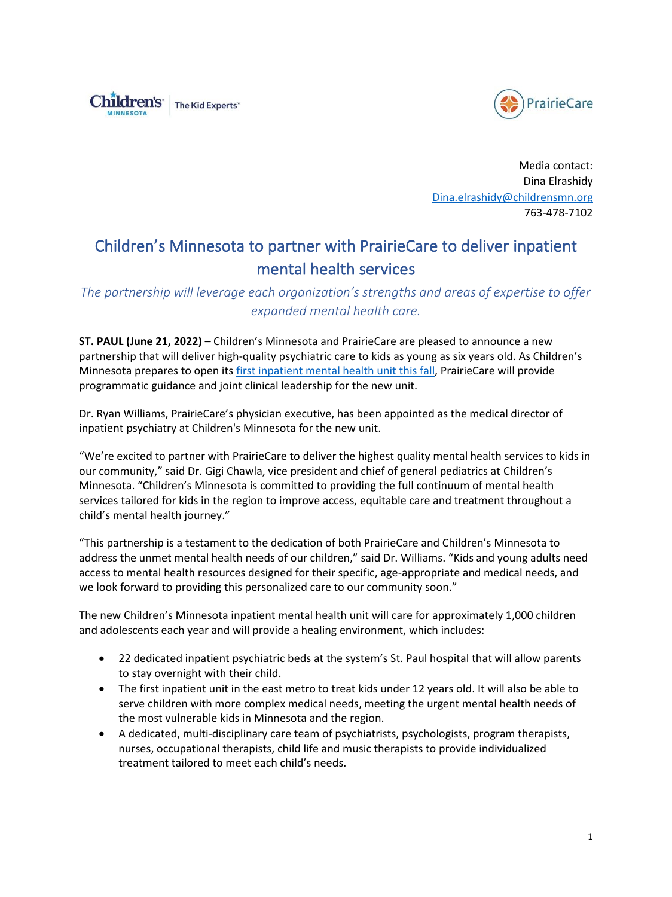Children's Minnesota — The Kid Experts

PrairieCare

Media contact:
Dina Elrashidy
Dina.elrashidy@childrensmn.org
763-478-7102

# Children's Minnesota to partner with PrairieCare to deliver inpatient mental health services

*The partnership will leverage each organization's strengths and areas of expertise to offer expanded mental health care.*

**ST. PAUL (June 21, 2022)** – Children's Minnesota and PrairieCare are pleased to announce a new partnership that will deliver high-quality psychiatric care to kids as young as six years old. As Children's Minnesota prepares to open its first inpatient mental health unit this fall, PrairieCare will provide programmatic guidance and joint clinical leadership for the new unit.

Dr. Ryan Williams, PrairieCare's physician executive, has been appointed as the medical director of inpatient psychiatry at Children's Minnesota for the new unit.

"We're excited to partner with PrairieCare to deliver the highest quality mental health services to kids in our community," said Dr. Gigi Chawla, vice president and chief of general pediatrics at Children's Minnesota. "Children's Minnesota is committed to providing the full continuum of mental health services tailored for kids in the region to improve access, equitable care and treatment throughout a child's mental health journey."

"This partnership is a testament to the dedication of both PrairieCare and Children's Minnesota to address the unmet mental health needs of our children," said Dr. Williams. "Kids and young adults need access to mental health resources designed for their specific, age-appropriate and medical needs, and we look forward to providing this personalized care to our community soon."

The new Children's Minnesota inpatient mental health unit will care for approximately 1,000 children and adolescents each year and will provide a healing environment, which includes:

- 22 dedicated inpatient psychiatric beds at the system's St. Paul hospital that will allow parents to stay overnight with their child.
- The first inpatient unit in the east metro to treat kids under 12 years old. It will also be able to serve children with more complex medical needs, meeting the urgent mental health needs of the most vulnerable kids in Minnesota and the region.
- A dedicated, multi-disciplinary care team of psychiatrists, psychologists, program therapists, nurses, occupational therapists, child life and music therapists to provide individualized treatment tailored to meet each child's needs.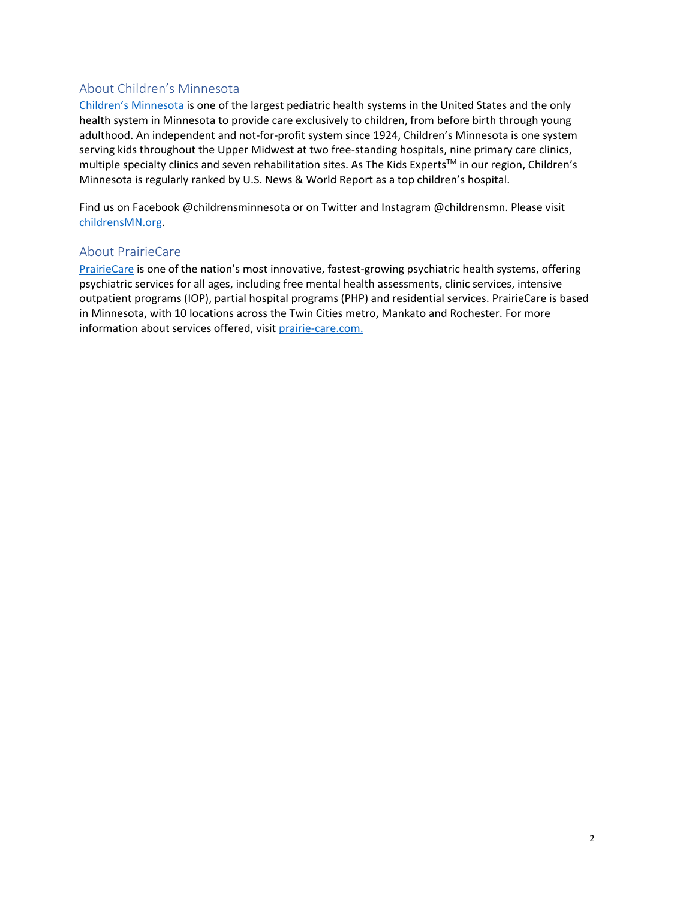## About Children's Minnesota

Children's Minnesota is one of the largest pediatric health systems in the United States and the only health system in Minnesota to provide care exclusively to children, from before birth through young adulthood. An independent and not-for-profit system since 1924, Children's Minnesota is one system serving kids throughout the Upper Midwest at two free-standing hospitals, nine primary care clinics, multiple specialty clinics and seven rehabilitation sites. As The Kids Experts™ in our region, Children's Minnesota is regularly ranked by U.S. News & World Report as a top children's hospital.

Find us on Facebook @childrensminnesota or on Twitter and Instagram @childrensmn. Please visit childrensMN.org.

## About PrairieCare

PrairieCare is one of the nation's most innovative, fastest-growing psychiatric health systems, offering psychiatric services for all ages, including free mental health assessments, clinic services, intensive outpatient programs (IOP), partial hospital programs (PHP) and residential services. PrairieCare is based in Minnesota, with 10 locations across the Twin Cities metro, Mankato and Rochester. For more information about services offered, visit prairie-care.com.